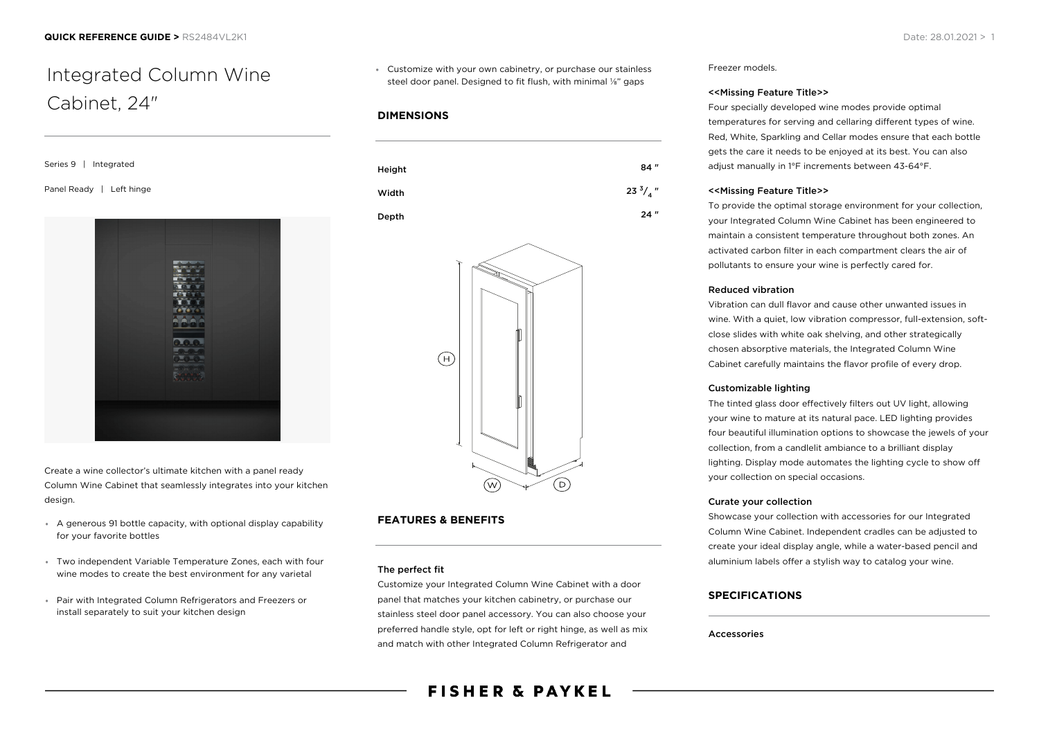# Integrated Column Wine Cabinet, 24"

Series 9 | Integrated

Panel Ready | Left hinge

Create a wine collector's ultimate kitchen with a panel ready Column Wine Cabinet that seamlessly integrates into your kitchen design.

- A generous 91 bottle capacity, with optional display capability for your favorite bottles
- Two independent Variable Temperature Zones, each with four wine modes to create the best environment for any varietal
- Pair with Integrated Column Refrigerators and Freezers or install separately to suit your kitchen design
- Customize with your own cabinetry, or purchase our stainless steel door panel. Designed to fit flush, with minimal ⅛" gaps

## DIMENSIONS

| | |
|---|---|
| Height | 84 " |
| Width | 23 $^{3}/_{4}$ " |
| Depth | 24 " |

## FEATURES & BENEFITS

### The perfect fit

Customize your Integrated Column Wine Cabinet with a door panel that matches your kitchen cabinetry, or purchase our stainless steel door panel accessory. You can also choose your preferred handle style, opt for left or right hinge, as well as mix and match with other Integrated Column Refrigerator and Freezer models.

### <<Missing Feature Title>>

Four specially developed wine modes provide optimal temperatures for serving and cellaring different types of wine. Red, White, Sparkling and Cellar modes ensure that each bottle gets the care it needs to be enjoyed at its best. You can also adjust manually in 1°F increments between 43-64°F.

### <<Missing Feature Title>>

To provide the optimal storage environment for your collection, your Integrated Column Wine Cabinet has been engineered to maintain a consistent temperature throughout both zones. An activated carbon filter in each compartment clears the air of pollutants to ensure your wine is perfectly cared for.

### Reduced vibration

Vibration can dull flavor and cause other unwanted issues in wine. With a quiet, low vibration compressor, full-extension, soft-close slides with white oak shelving, and other strategically chosen absorptive materials, the Integrated Column Wine Cabinet carefully maintains the flavor profile of every drop.

### Customizable lighting

The tinted glass door effectively filters out UV light, allowing your wine to mature at its natural pace. LED lighting provides four beautiful illumination options to showcase the jewels of your collection, from a candlelit ambiance to a brilliant display lighting. Display mode automates the lighting cycle to show off your collection on special occasions.

### Curate your collection

Showcase your collection with accessories for our Integrated Column Wine Cabinet. Independent cradles can be adjusted to create your ideal display angle, while a water-based pencil and aluminium labels offer a stylish way to catalog your wine.

## SPECIFICATIONS

### Accessories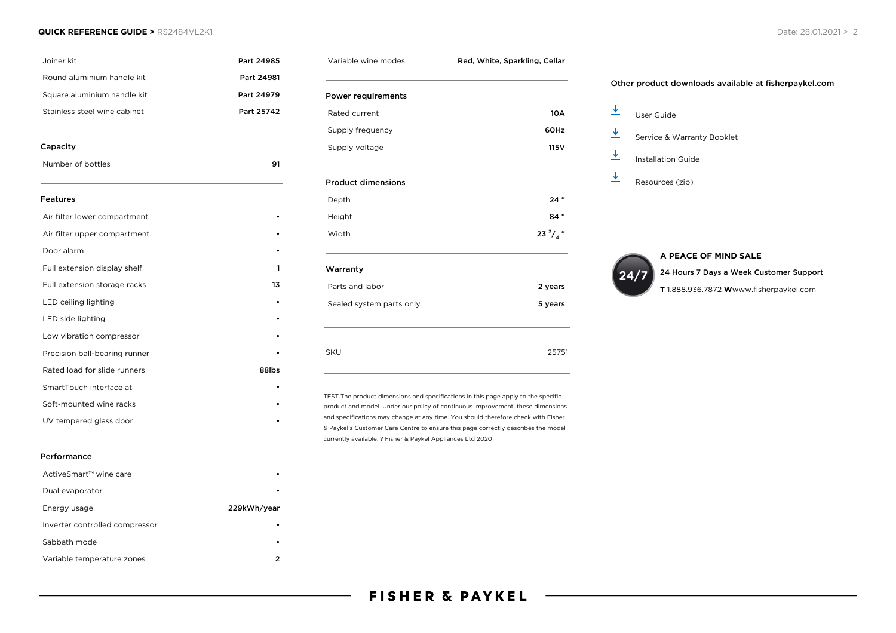| | |
|---|---|
| Joiner kit | Part 24985 |
| Round aluminium handle kit | Part 24981 |
| Square aluminium handle kit | Part 24979 |
| Stainless steel wine cabinet | Part 25742 |

## Capacity

| | |
|---|---|
| Number of bottles | 91 |

## Features

| | |
|---|---|
| Air filter lower compartment | • |
| Air filter upper compartment | • |
| Door alarm | • |
| Full extension display shelf | 1 |
| Full extension storage racks | 13 |
| LED ceiling lighting | • |
| LED side lighting | • |
| Low vibration compressor | • |
| Precision ball-bearing runner | • |
| Rated load for slide runners | 88lbs |
| SmartTouch interface at | • |
| Soft-mounted wine racks | • |
| UV tempered glass door | • |

## Performance

| | |
|---|---|
| ActiveSmart™ wine care | • |
| Dual evaporator | • |
| Energy usage | 229kWh/year |
| Inverter controlled compressor | • |
| Sabbath mode | • |
| Variable temperature zones | 2 |
| Variable wine modes | Red, White, Sparkling, Cellar |

## Power requirements

| | |
|---|---|
| Rated current | 10A |
| Supply frequency | 60Hz |
| Supply voltage | 115V |

## Product dimensions

| | |
|---|---|
| Depth | 24 " |
| Height | 84 " |
| Width | 23 $^3/_4$ " |

## Warranty

| | |
|---|---|
| Parts and labor | 2 years |
| Sealed system parts only | 5 years |

| | |
|---|---|
| SKU | 25751 |

TEST The product dimensions and specifications in this page apply to the specific product and model. Under our policy of continuous improvement, these dimensions and specifications may change at any time. You should therefore check with Fisher & Paykel's Customer Care Centre to ensure this page correctly describes the model currently available. ? Fisher & Paykel Appliances Ltd 2020

**Other product downloads available at fisherpaykel.com**

- User Guide
- Service & Warranty Booklet
- Installation Guide
- Resources (zip)

24/7

**A PEACE OF MIND SALE**

**24 Hours 7 Days a Week Customer Support**

**T** 1.888.936.7872 **W**www.fisherpaykel.com